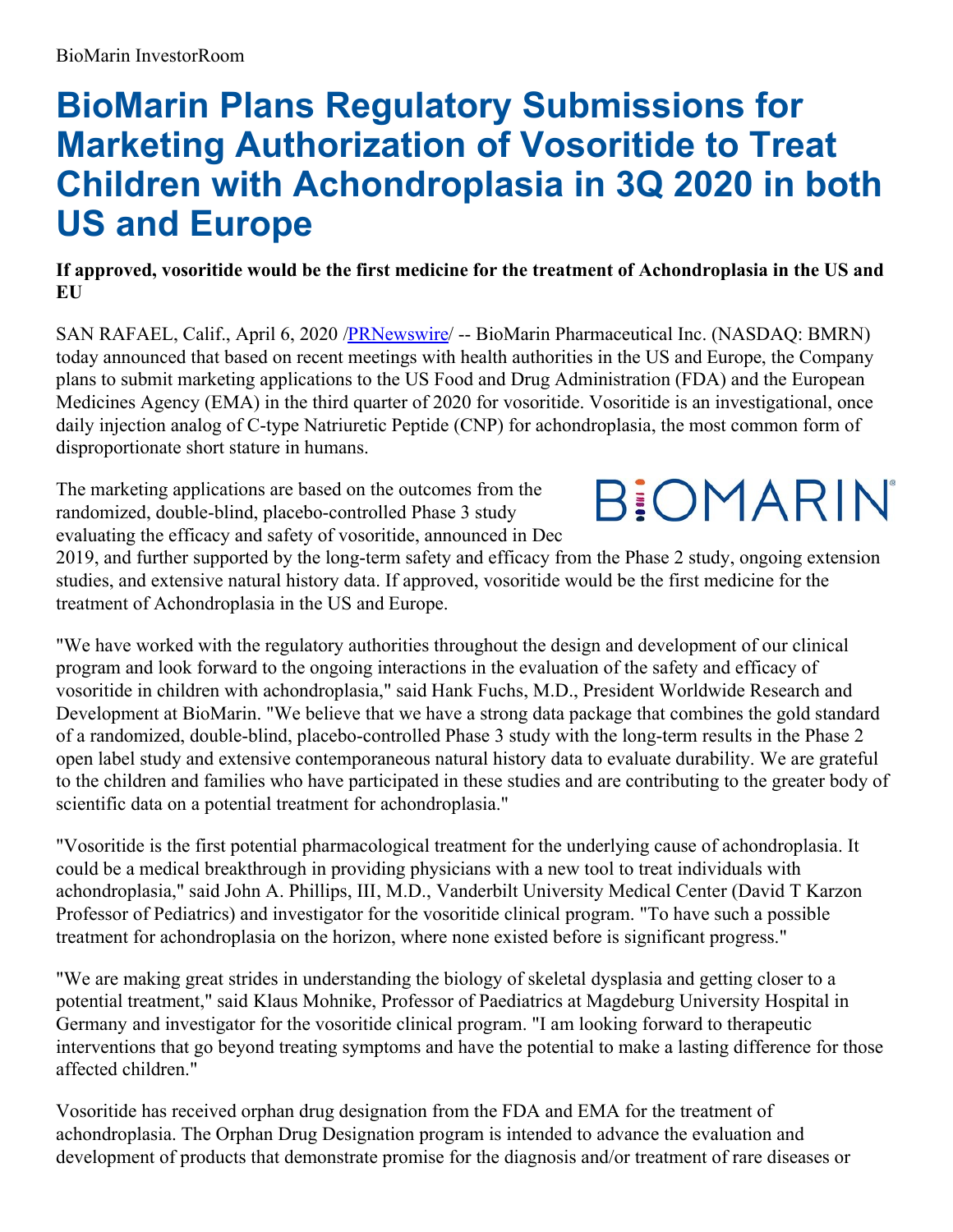BioMarin InvestorRoom

# BioMarin Plans Regulatory Submissions for Marketing Authorization of Vosoritide to Treat Children with Achondroplasia in 3Q 2020 in both US and Europe

**If approved, vosoritide would be the first medicine for the treatment of Achondroplasia in the US and EU**

SAN RAFAEL, Calif., April 6, 2020 /PRNewswire/ -- BioMarin Pharmaceutical Inc. (NASDAQ: BMRN) today announced that based on recent meetings with health authorities in the US and Europe, the Company plans to submit marketing applications to the US Food and Drug Administration (FDA) and the European Medicines Agency (EMA) in the third quarter of 2020 for vosoritide. Vosoritide is an investigational, once daily injection analog of C-type Natriuretic Peptide (CNP) for achondroplasia, the most common form of disproportionate short stature in humans.

The marketing applications are based on the outcomes from the randomized, double-blind, placebo-controlled Phase 3 study evaluating the efficacy and safety of vosoritide, announced in Dec 2019, and further supported by the long-term safety and efficacy from the Phase 2 study, ongoing extension studies, and extensive natural history data. If approved, vosoritide would be the first medicine for the treatment of Achondroplasia in the US and Europe.

"We have worked with the regulatory authorities throughout the design and development of our clinical program and look forward to the ongoing interactions in the evaluation of the safety and efficacy of vosoritide in children with achondroplasia," said Hank Fuchs, M.D., President Worldwide Research and Development at BioMarin. "We believe that we have a strong data package that combines the gold standard of a randomized, double-blind, placebo-controlled Phase 3 study with the long-term results in the Phase 2 open label study and extensive contemporaneous natural history data to evaluate durability. We are grateful to the children and families who have participated in these studies and are contributing to the greater body of scientific data on a potential treatment for achondroplasia."

"Vosoritide is the first potential pharmacological treatment for the underlying cause of achondroplasia. It could be a medical breakthrough in providing physicians with a new tool to treat individuals with achondroplasia," said John A. Phillips, III, M.D., Vanderbilt University Medical Center (David T Karzon Professor of Pediatrics) and investigator for the vosoritide clinical program. "To have such a possible treatment for achondroplasia on the horizon, where none existed before is significant progress."

"We are making great strides in understanding the biology of skeletal dysplasia and getting closer to a potential treatment," said Klaus Mohnike, Professor of Paediatrics at Magdeburg University Hospital in Germany and investigator for the vosoritide clinical program. "I am looking forward to therapeutic interventions that go beyond treating symptoms and have the potential to make a lasting difference for those affected children."

Vosoritide has received orphan drug designation from the FDA and EMA for the treatment of achondroplasia. The Orphan Drug Designation program is intended to advance the evaluation and development of products that demonstrate promise for the diagnosis and/or treatment of rare diseases or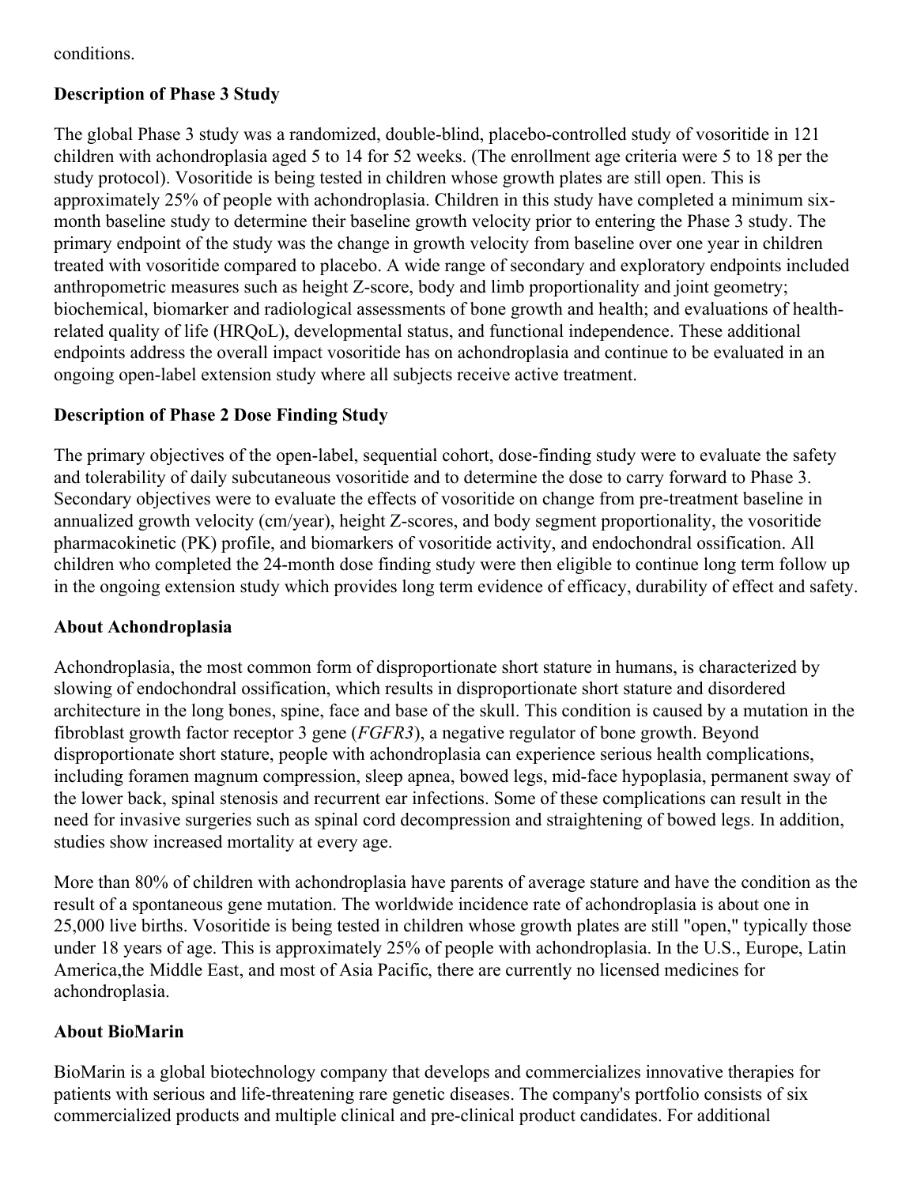conditions.

**Description of Phase 3 Study**

The global Phase 3 study was a randomized, double-blind, placebo-controlled study of vosoritide in 121 children with achondroplasia aged 5 to 14 for 52 weeks. (The enrollment age criteria were 5 to 18 per the study protocol). Vosoritide is being tested in children whose growth plates are still open. This is approximately 25% of people with achondroplasia. Children in this study have completed a minimum six-month baseline study to determine their baseline growth velocity prior to entering the Phase 3 study. The primary endpoint of the study was the change in growth velocity from baseline over one year in children treated with vosoritide compared to placebo. A wide range of secondary and exploratory endpoints included anthropometric measures such as height Z-score, body and limb proportionality and joint geometry; biochemical, biomarker and radiological assessments of bone growth and health; and evaluations of health-related quality of life (HRQoL), developmental status, and functional independence. These additional endpoints address the overall impact vosoritide has on achondroplasia and continue to be evaluated in an ongoing open-label extension study where all subjects receive active treatment.

**Description of Phase 2 Dose Finding Study**

The primary objectives of the open-label, sequential cohort, dose-finding study were to evaluate the safety and tolerability of daily subcutaneous vosoritide and to determine the dose to carry forward to Phase 3. Secondary objectives were to evaluate the effects of vosoritide on change from pre-treatment baseline in annualized growth velocity (cm/year), height Z-scores, and body segment proportionality, the vosoritide pharmacokinetic (PK) profile, and biomarkers of vosoritide activity, and endochondral ossification. All children who completed the 24-month dose finding study were then eligible to continue long term follow up in the ongoing extension study which provides long term evidence of efficacy, durability of effect and safety.

**About Achondroplasia**

Achondroplasia, the most common form of disproportionate short stature in humans, is characterized by slowing of endochondral ossification, which results in disproportionate short stature and disordered architecture in the long bones, spine, face and base of the skull. This condition is caused by a mutation in the fibroblast growth factor receptor 3 gene (*FGFR3*), a negative regulator of bone growth. Beyond disproportionate short stature, people with achondroplasia can experience serious health complications, including foramen magnum compression, sleep apnea, bowed legs, mid-face hypoplasia, permanent sway of the lower back, spinal stenosis and recurrent ear infections. Some of these complications can result in the need for invasive surgeries such as spinal cord decompression and straightening of bowed legs. In addition, studies show increased mortality at every age.

More than 80% of children with achondroplasia have parents of average stature and have the condition as the result of a spontaneous gene mutation. The worldwide incidence rate of achondroplasia is about one in 25,000 live births. Vosoritide is being tested in children whose growth plates are still "open," typically those under 18 years of age. This is approximately 25% of people with achondroplasia. In the U.S., Europe, Latin America,the Middle East, and most of Asia Pacific, there are currently no licensed medicines for achondroplasia.

**About BioMarin**

BioMarin is a global biotechnology company that develops and commercializes innovative therapies for patients with serious and life-threatening rare genetic diseases. The company's portfolio consists of six commercialized products and multiple clinical and pre-clinical product candidates. For additional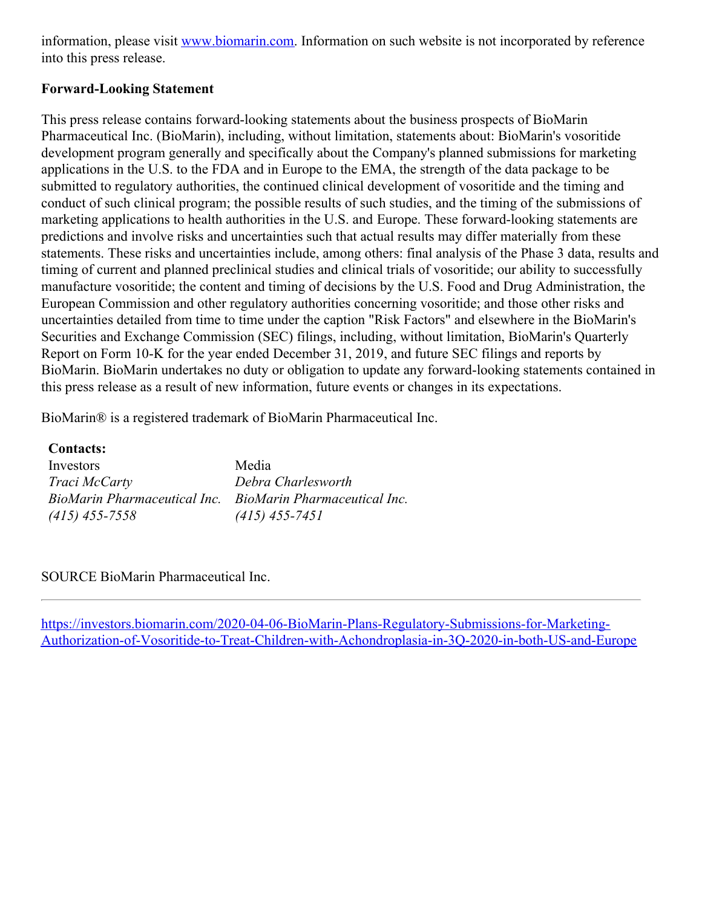information, please visit [www.biomarin.com](http://www.biomarin.com). Information on such website is not incorporated by reference into this press release.

**Forward-Looking Statement**

This press release contains forward-looking statements about the business prospects of BioMarin Pharmaceutical Inc. (BioMarin), including, without limitation, statements about: BioMarin's vosoritide development program generally and specifically about the Company's planned submissions for marketing applications in the U.S. to the FDA and in Europe to the EMA, the strength of the data package to be submitted to regulatory authorities, the continued clinical development of vosoritide and the timing and conduct of such clinical program; the possible results of such studies, and the timing of the submissions of marketing applications to health authorities in the U.S. and Europe. These forward-looking statements are predictions and involve risks and uncertainties such that actual results may differ materially from these statements. These risks and uncertainties include, among others: final analysis of the Phase 3 data, results and timing of current and planned preclinical studies and clinical trials of vosoritide; our ability to successfully manufacture vosoritide; the content and timing of decisions by the U.S. Food and Drug Administration, the European Commission and other regulatory authorities concerning vosoritide; and those other risks and uncertainties detailed from time to time under the caption "Risk Factors" and elsewhere in the BioMarin's Securities and Exchange Commission (SEC) filings, including, without limitation, BioMarin's Quarterly Report on Form 10-K for the year ended December 31, 2019, and future SEC filings and reports by BioMarin. BioMarin undertakes no duty or obligation to update any forward-looking statements contained in this press release as a result of new information, future events or changes in its expectations.

BioMarin® is a registered trademark of BioMarin Pharmaceutical Inc.

**Contacts:**

| | |
|---|---|
| Investors | Media |
| *Traci McCarty* | *Debra Charlesworth* |
| *BioMarin Pharmaceutical Inc.* | *BioMarin Pharmaceutical Inc.* |
| *(415) 455-7558* | *(415) 455-7451* |

SOURCE BioMarin Pharmaceutical Inc.

---

[https://investors.biomarin.com/2020-04-06-BioMarin-Plans-Regulatory-Submissions-for-Marketing-Authorization-of-Vosoritide-to-Treat-Children-with-Achondroplasia-in-3Q-2020-in-both-US-and-Europe](https://investors.biomarin.com/2020-04-06-BioMarin-Plans-Regulatory-Submissions-for-Marketing-Authorization-of-Vosoritide-to-Treat-Children-with-Achondroplasia-in-3Q-2020-in-both-US-and-Europe)